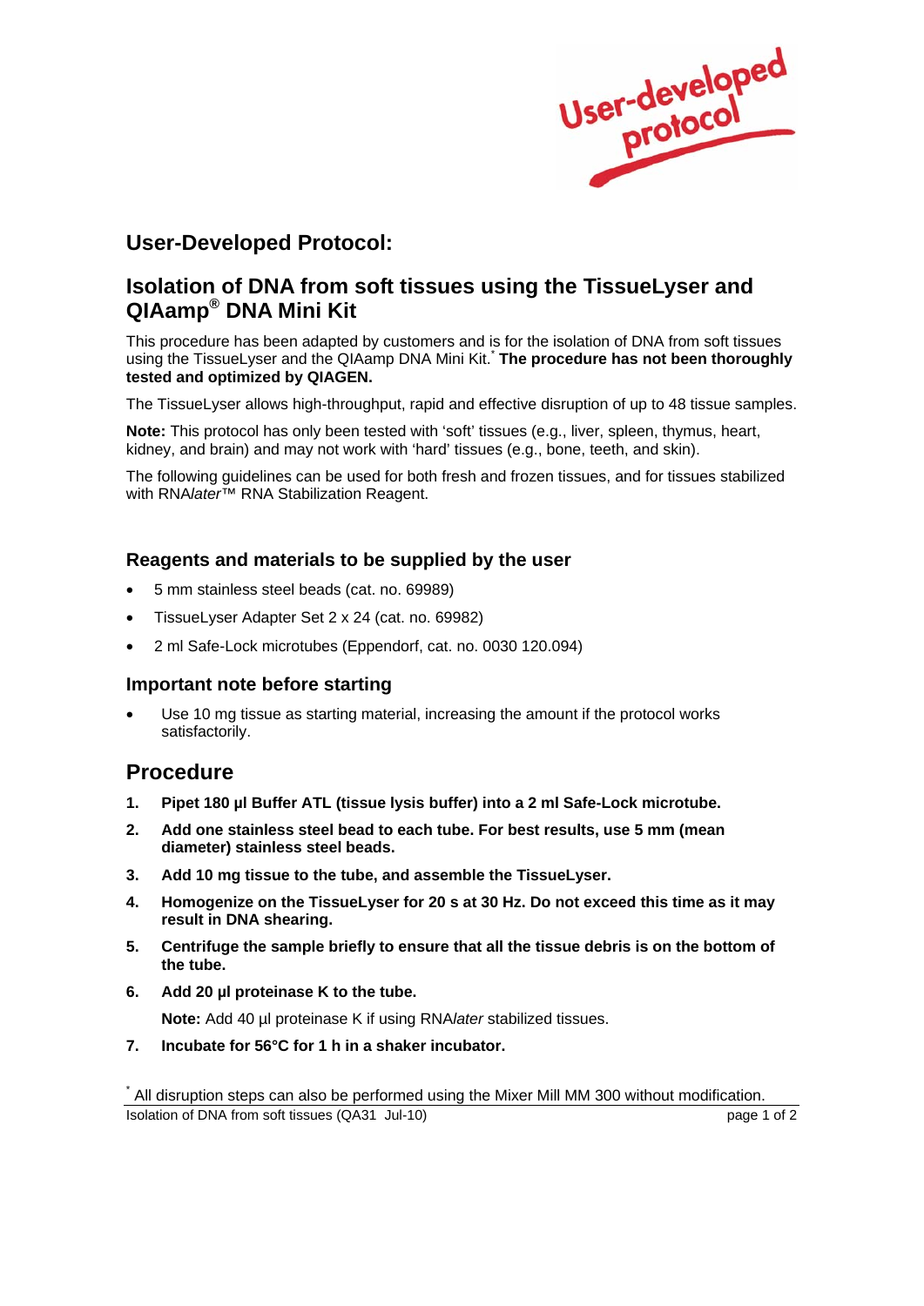User-developed protocol

## User-Developed Protocol:

## Isolation of DNA from soft tissues using the TissueLyser and QIAamp® DNA Mini Kit

This procedure has been adapted by customers and is for the isolation of DNA from soft tissues using the TissueLyser and the QIAamp DNA Mini Kit.* **The procedure has not been thoroughly tested and optimized by QIAGEN.**

The TissueLyser allows high-throughput, rapid and effective disruption of up to 48 tissue samples.

**Note:** This protocol has only been tested with 'soft' tissues (e.g., liver, spleen, thymus, heart, kidney, and brain) and may not work with 'hard' tissues (e.g., bone, teeth, and skin).

The following guidelines can be used for both fresh and frozen tissues, and for tissues stabilized with RNA*later*™ RNA Stabilization Reagent.

### Reagents and materials to be supplied by the user

- 5 mm stainless steel beads (cat. no. 69989)
- TissueLyser Adapter Set 2 x 24 (cat. no. 69982)
- 2 ml Safe-Lock microtubes (Eppendorf, cat. no. 0030 120.094)

### Important note before starting

- Use 10 mg tissue as starting material, increasing the amount if the protocol works satisfactorily.

## Procedure

1. **Pipet 180 µl Buffer ATL (tissue lysis buffer) into a 2 ml Safe-Lock microtube.**
2. **Add one stainless steel bead to each tube. For best results, use 5 mm (mean diameter) stainless steel beads.**
3. **Add 10 mg tissue to the tube, and assemble the TissueLyser.**
4. **Homogenize on the TissueLyser for 20 s at 30 Hz. Do not exceed this time as it may result in DNA shearing.**
5. **Centrifuge the sample briefly to ensure that all the tissue debris is on the bottom of the tube.**
6. **Add 20 µl proteinase K to the tube.**

   **Note:** Add 40 µl proteinase K if using RNA*later* stabilized tissues.
7. **Incubate for 56°C for 1 h in a shaker incubator.**

* All disruption steps can also be performed using the Mixer Mill MM 300 without modification.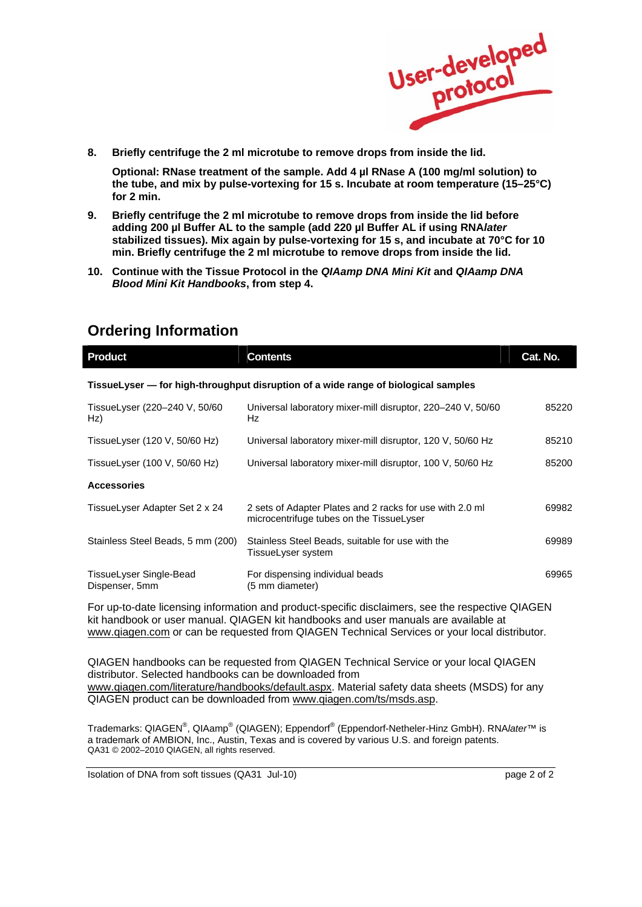User-developed protocol

8. **Briefly centrifuge the 2 ml microtube to remove drops from inside the lid.**

   **Optional: RNase treatment of the sample. Add 4 µl RNase A (100 mg/ml solution) to the tube, and mix by pulse-vortexing for 15 s. Incubate at room temperature (15–25°C) for 2 min.**

9. **Briefly centrifuge the 2 ml microtube to remove drops from inside the lid before adding 200 µl Buffer AL to the sample (add 220 µl Buffer AL if using RNA*later* stabilized tissues). Mix again by pulse-vortexing for 15 s, and incubate at 70°C for 10 min. Briefly centrifuge the 2 ml microtube to remove drops from inside the lid.**

10. **Continue with the Tissue Protocol in the *QIAamp DNA Mini Kit* and *QIAamp DNA Blood Mini Kit Handbooks*, from step 4.**

## Ordering Information

| Product | Contents | Cat. No. |
|---|---|---|
| **TissueLyser — for high-throughput disruption of a wide range of biological samples** | | |
| TissueLyser (220–240 V, 50/60 Hz) | Universal laboratory mixer-mill disruptor, 220–240 V, 50/60 Hz | 85220 |
| TissueLyser (120 V, 50/60 Hz) | Universal laboratory mixer-mill disruptor, 120 V, 50/60 Hz | 85210 |
| TissueLyser (100 V, 50/60 Hz) | Universal laboratory mixer-mill disruptor, 100 V, 50/60 Hz | 85200 |
| **Accessories** | | |
| TissueLyser Adapter Set 2 x 24 | 2 sets of Adapter Plates and 2 racks for use with 2.0 ml microcentrifuge tubes on the TissueLyser | 69982 |
| Stainless Steel Beads, 5 mm (200) | Stainless Steel Beads, suitable for use with the TissueLyser system | 69989 |
| TissueLyser Single-Bead Dispenser, 5mm | For dispensing individual beads (5 mm diameter) | 69965 |

For up-to-date licensing information and product-specific disclaimers, see the respective QIAGEN kit handbook or user manual. QIAGEN kit handbooks and user manuals are available at www.qiagen.com or can be requested from QIAGEN Technical Services or your local distributor.

QIAGEN handbooks can be requested from QIAGEN Technical Service or your local QIAGEN distributor. Selected handbooks can be downloaded from www.qiagen.com/literature/handbooks/default.aspx. Material safety data sheets (MSDS) for any QIAGEN product can be downloaded from www.qiagen.com/ts/msds.asp.

Trademarks: QIAGEN®, QIAamp® (QIAGEN); Eppendorf® (Eppendorf-Netheler-Hinz GmbH). RNA*later*™ is a trademark of AMBION, Inc., Austin, Texas and is covered by various U.S. and foreign patents.
QA31 © 2002–2010 QIAGEN, all rights reserved.